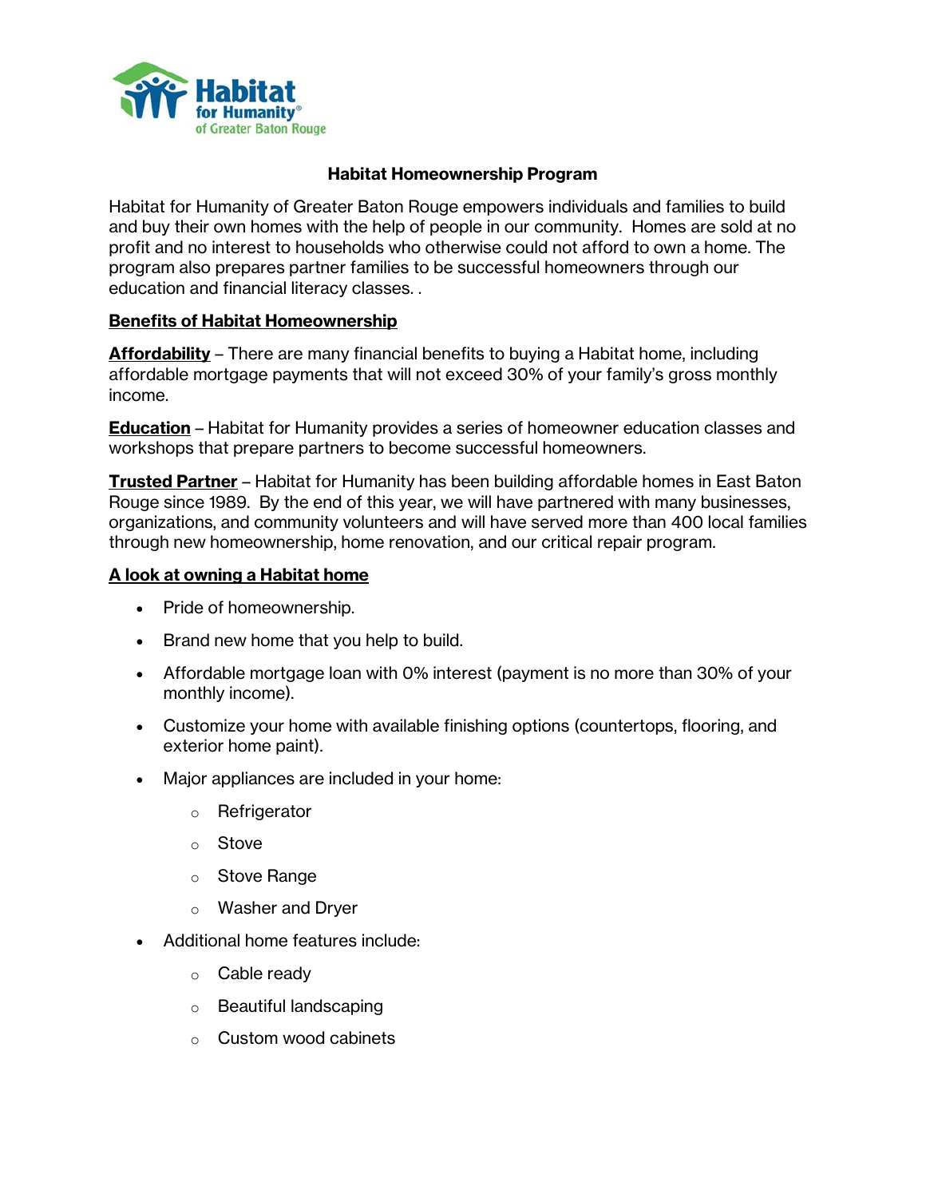Habitat for Humanity of Greater Baton Rouge

# Habitat Homeownership Program

Habitat for Humanity of Greater Baton Rouge empowers individuals and families to build and buy their own homes with the help of people in our community. Homes are sold at no profit and no interest to households who otherwise could not afford to own a home. The program also prepares partner families to be successful homeowners through our education and financial literacy classes. .

## Benefits of Habitat Homeownership

**Affordability** – There are many financial benefits to buying a Habitat home, including affordable mortgage payments that will not exceed 30% of your family's gross monthly income.

**Education** – Habitat for Humanity provides a series of homeowner education classes and workshops that prepare partners to become successful homeowners.

**Trusted Partner** – Habitat for Humanity has been building affordable homes in East Baton Rouge since 1989. By the end of this year, we will have partnered with many businesses, organizations, and community volunteers and will have served more than 400 local families through new homeownership, home renovation, and our critical repair program.

## A look at owning a Habitat home

- Pride of homeownership.
- Brand new home that you help to build.
- Affordable mortgage loan with 0% interest (payment is no more than 30% of your monthly income).
- Customize your home with available finishing options (countertops, flooring, and exterior home paint).
- Major appliances are included in your home:
  - Refrigerator
  - Stove
  - Stove Range
  - Washer and Dryer
- Additional home features include:
  - Cable ready
  - Beautiful landscaping
  - Custom wood cabinets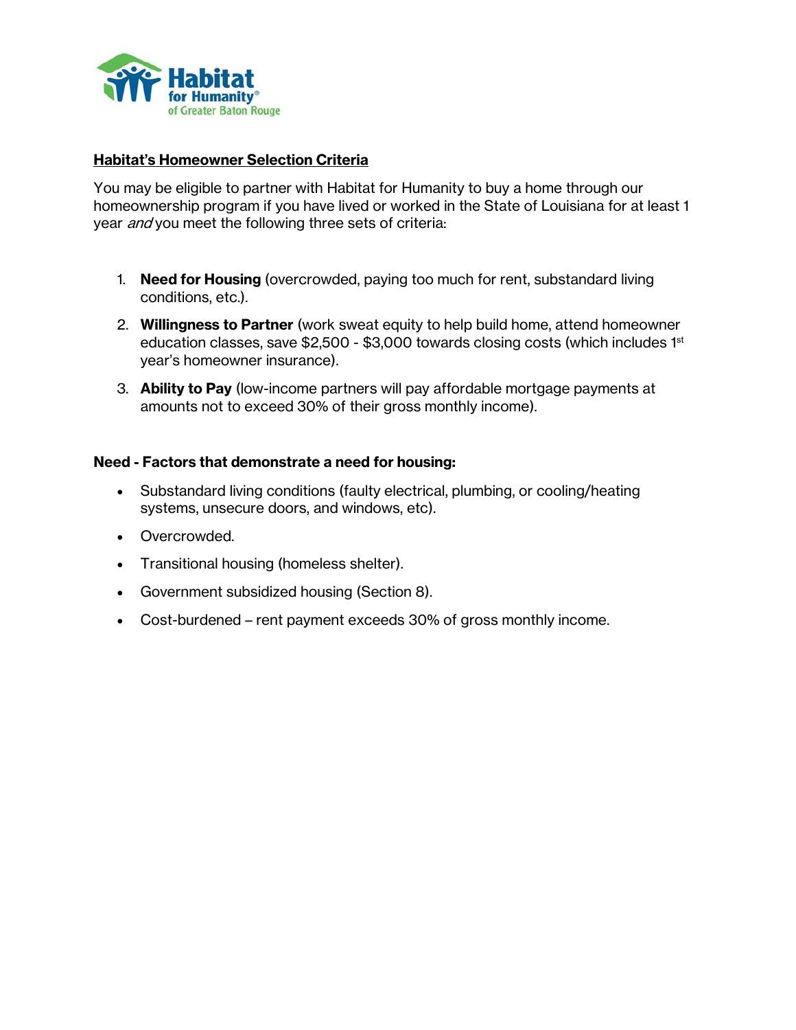## Habitat's Homeowner Selection Criteria

You may be eligible to partner with Habitat for Humanity to buy a home through our homeownership program if you have lived or worked in the State of Louisiana for at least 1 year *and* you meet the following three sets of criteria:

1. **Need for Housing** (overcrowded, paying too much for rent, substandard living conditions, etc.).
2. **Willingness to Partner** (work sweat equity to help build home, attend homeowner education classes, save $2,500 - $3,000 towards closing costs (which includes 1st year's homeowner insurance).
3. **Ability to Pay** (low-income partners will pay affordable mortgage payments at amounts not to exceed 30% of their gross monthly income).

**Need - Factors that demonstrate a need for housing:**

- Substandard living conditions (faulty electrical, plumbing, or cooling/heating systems, unsecure doors, and windows, etc).
- Overcrowded.
- Transitional housing (homeless shelter).
- Government subsidized housing (Section 8).
- Cost-burdened – rent payment exceeds 30% of gross monthly income.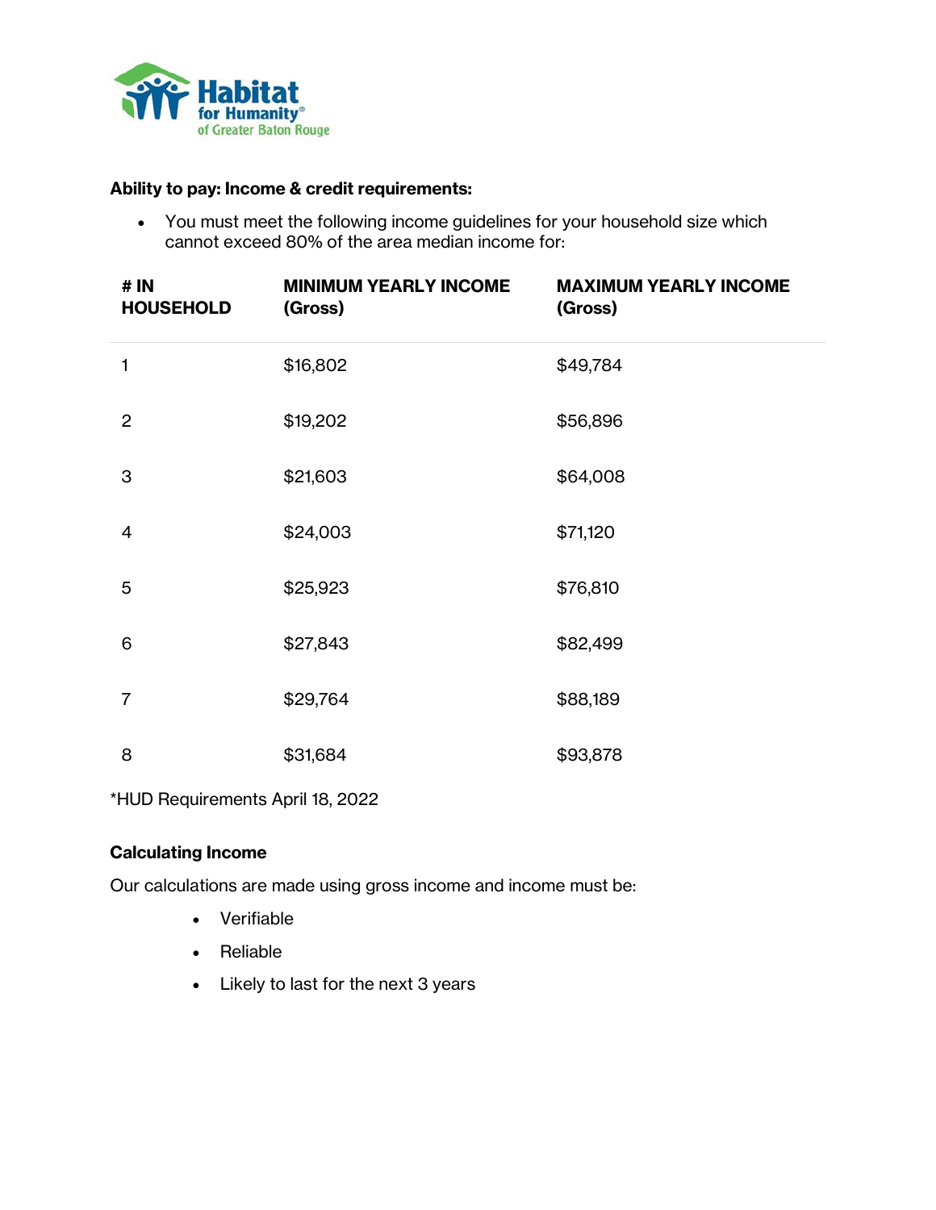**Ability to pay: Income & credit requirements:**

- You must meet the following income guidelines for your household size which cannot exceed 80% of the area median income for:

| # IN HOUSEHOLD | MINIMUM YEARLY INCOME (Gross) | MAXIMUM YEARLY INCOME (Gross) |
|---|---|---|
| 1 | $16,802 | $49,784 |
| 2 | $19,202 | $56,896 |
| 3 | $21,603 | $64,008 |
| 4 | $24,003 | $71,120 |
| 5 | $25,923 | $76,810 |
| 6 | $27,843 | $82,499 |
| 7 | $29,764 | $88,189 |
| 8 | $31,684 | $93,878 |

*HUD Requirements April 18, 2022

**Calculating Income**

Our calculations are made using gross income and income must be:

- Verifiable
- Reliable
- Likely to last for the next 3 years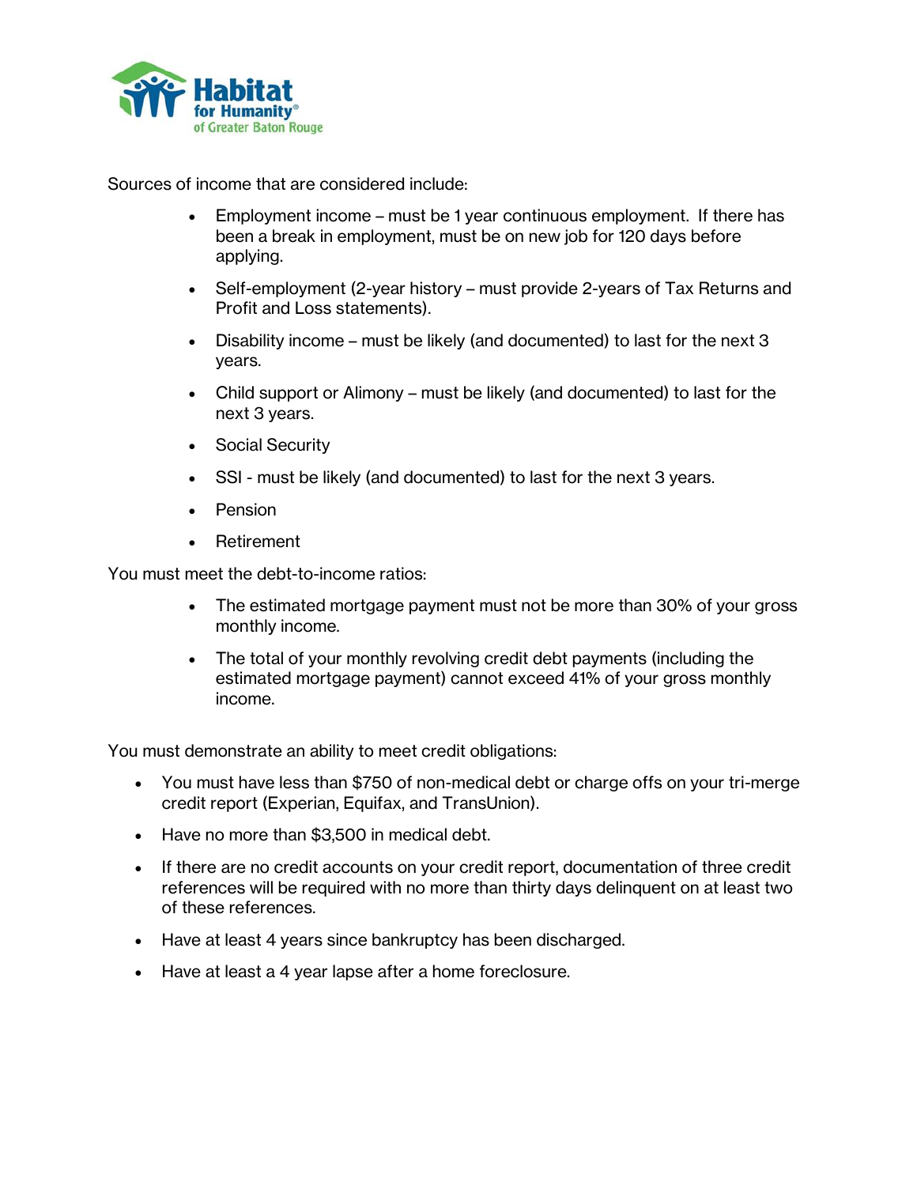Sources of income that are considered include:

- Employment income – must be 1 year continuous employment. If there has been a break in employment, must be on new job for 120 days before applying.
- Self-employment (2-year history – must provide 2-years of Tax Returns and Profit and Loss statements).
- Disability income – must be likely (and documented) to last for the next 3 years.
- Child support or Alimony – must be likely (and documented) to last for the next 3 years.
- Social Security
- SSI - must be likely (and documented) to last for the next 3 years.
- Pension
- Retirement

You must meet the debt-to-income ratios:

- The estimated mortgage payment must not be more than 30% of your gross monthly income.
- The total of your monthly revolving credit debt payments (including the estimated mortgage payment) cannot exceed 41% of your gross monthly income.

You must demonstrate an ability to meet credit obligations:

- You must have less than $750 of non-medical debt or charge offs on your tri-merge credit report (Experian, Equifax, and TransUnion).
- Have no more than $3,500 in medical debt.
- If there are no credit accounts on your credit report, documentation of three credit references will be required with no more than thirty days delinquent on at least two of these references.
- Have at least 4 years since bankruptcy has been discharged.
- Have at least a 4 year lapse after a home foreclosure.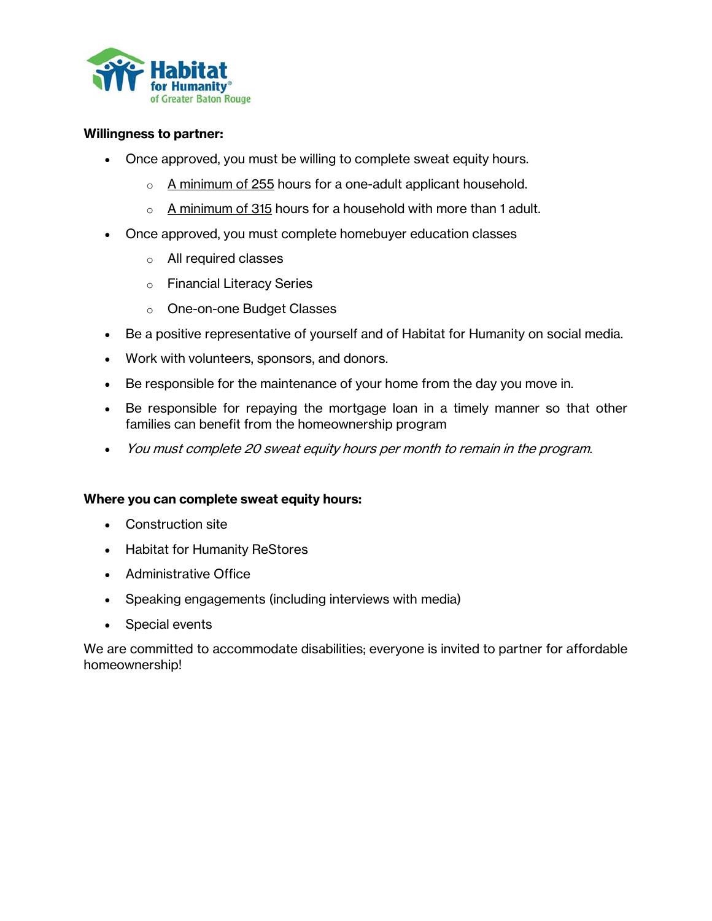**Willingness to partner:**

- Once approved, you must be willing to complete sweat equity hours.
  - A minimum of 255 hours for a one-adult applicant household.
  - A minimum of 315 hours for a household with more than 1 adult.
- Once approved, you must complete homebuyer education classes
  - All required classes
  - Financial Literacy Series
  - One-on-one Budget Classes
- Be a positive representative of yourself and of Habitat for Humanity on social media.
- Work with volunteers, sponsors, and donors.
- Be responsible for the maintenance of your home from the day you move in.
- Be responsible for repaying the mortgage loan in a timely manner so that other families can benefit from the homeownership program
- *You must complete 20 sweat equity hours per month to remain in the program.*

**Where you can complete sweat equity hours:**

- Construction site
- Habitat for Humanity ReStores
- Administrative Office
- Speaking engagements (including interviews with media)
- Special events

We are committed to accommodate disabilities; everyone is invited to partner for affordable homeownership!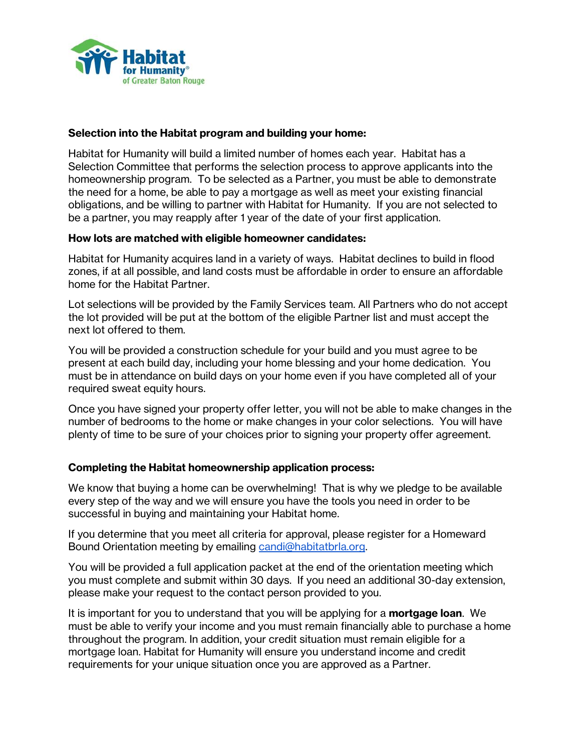**Selection into the Habitat program and building your home:**

Habitat for Humanity will build a limited number of homes each year. Habitat has a Selection Committee that performs the selection process to approve applicants into the homeownership program. To be selected as a Partner, you must be able to demonstrate the need for a home, be able to pay a mortgage as well as meet your existing financial obligations, and be willing to partner with Habitat for Humanity. If you are not selected to be a partner, you may reapply after 1 year of the date of your first application.

**How lots are matched with eligible homeowner candidates:**

Habitat for Humanity acquires land in a variety of ways. Habitat declines to build in flood zones, if at all possible, and land costs must be affordable in order to ensure an affordable home for the Habitat Partner.

Lot selections will be provided by the Family Services team. All Partners who do not accept the lot provided will be put at the bottom of the eligible Partner list and must accept the next lot offered to them.

You will be provided a construction schedule for your build and you must agree to be present at each build day, including your home blessing and your home dedication. You must be in attendance on build days on your home even if you have completed all of your required sweat equity hours.

Once you have signed your property offer letter, you will not be able to make changes in the number of bedrooms to the home or make changes in your color selections. You will have plenty of time to be sure of your choices prior to signing your property offer agreement.

**Completing the Habitat homeownership application process:**

We know that buying a home can be overwhelming! That is why we pledge to be available every step of the way and we will ensure you have the tools you need in order to be successful in buying and maintaining your Habitat home.

If you determine that you meet all criteria for approval, please register for a Homeward Bound Orientation meeting by emailing candi@habitatbrla.org.

You will be provided a full application packet at the end of the orientation meeting which you must complete and submit within 30 days. If you need an additional 30-day extension, please make your request to the contact person provided to you.

It is important for you to understand that you will be applying for a **mortgage loan**. We must be able to verify your income and you must remain financially able to purchase a home throughout the program. In addition, your credit situation must remain eligible for a mortgage loan. Habitat for Humanity will ensure you understand income and credit requirements for your unique situation once you are approved as a Partner.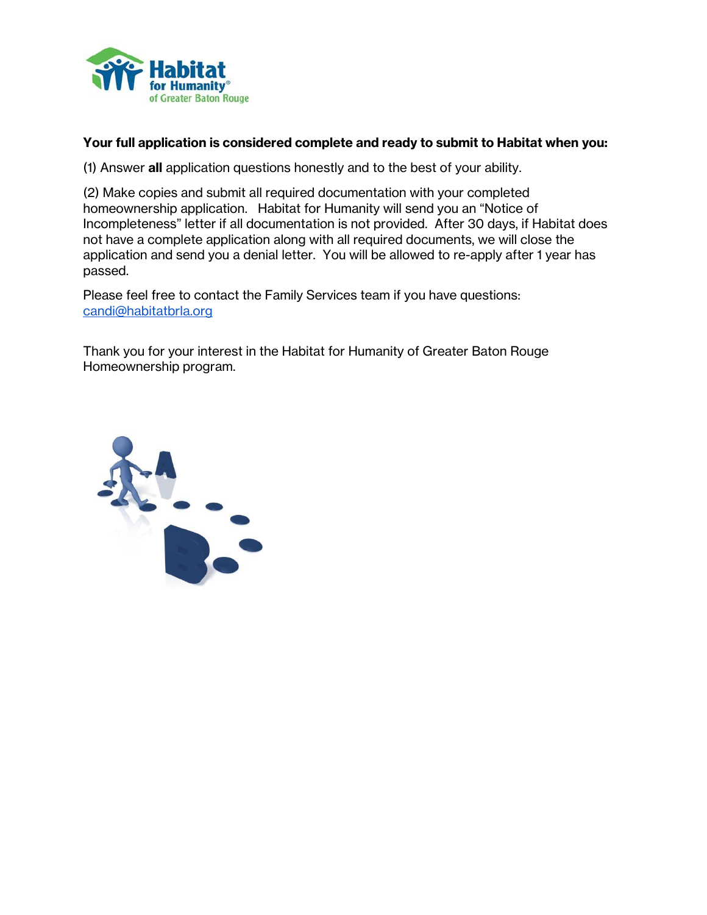**Your full application is considered complete and ready to submit to Habitat when you:**

(1) Answer **all** application questions honestly and to the best of your ability.

(2) Make copies and submit all required documentation with your completed homeownership application. Habitat for Humanity will send you an "Notice of Incompleteness" letter if all documentation is not provided. After 30 days, if Habitat does not have a complete application along with all required documents, we will close the application and send you a denial letter. You will be allowed to re-apply after 1 year has passed.

Please feel free to contact the Family Services team if you have questions: candi@habitatbrla.org

Thank you for your interest in the Habitat for Humanity of Greater Baton Rouge Homeownership program.